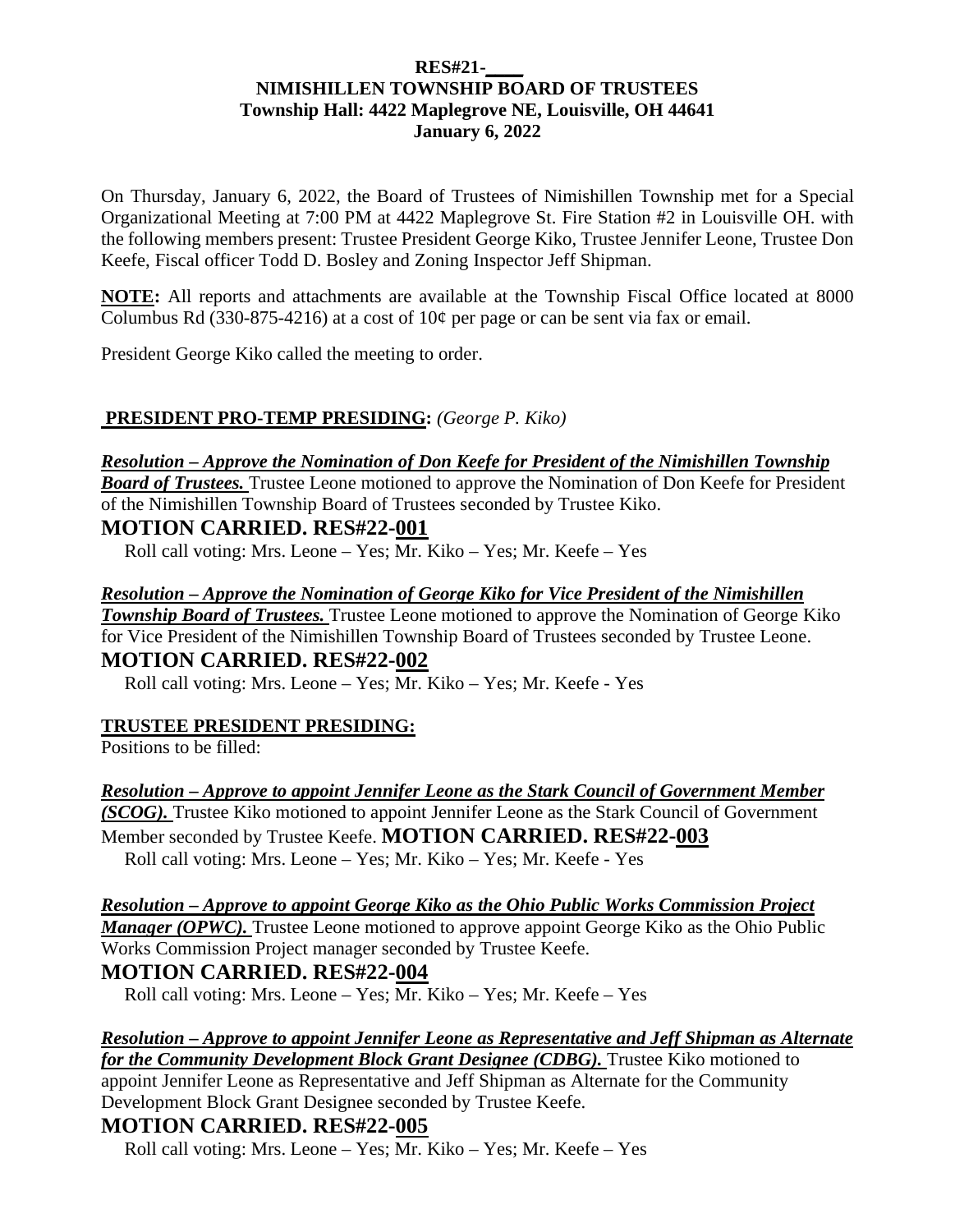**RES#21-____**
**NIMISHILLEN TOWNSHIP BOARD OF TRUSTEES**
**Township Hall: 4422 Maplegrove NE, Louisville, OH 44641**
**January 6, 2022**

On Thursday, January 6, 2022, the Board of Trustees of Nimishillen Township met for a Special Organizational Meeting at 7:00 PM at 4422 Maplegrove St. Fire Station #2 in Louisville OH. with the following members present: Trustee President George Kiko, Trustee Jennifer Leone, Trustee Don Keefe, Fiscal officer Todd D. Bosley and Zoning Inspector Jeff Shipman.

**NOTE:** All reports and attachments are available at the Township Fiscal Office located at 8000 Columbus Rd (330-875-4216) at a cost of 10¢ per page or can be sent via fax or email.

President George Kiko called the meeting to order.

**PRESIDENT PRO-TEMP PRESIDING:** *(George P. Kiko)*

***Resolution – Approve the Nomination of Don Keefe for President of the Nimishillen Township Board of Trustees.*** Trustee Leone motioned to approve the Nomination of Don Keefe for President of the Nimishillen Township Board of Trustees seconded by Trustee Kiko.

**MOTION CARRIED. RES#22-001**

Roll call voting: Mrs. Leone – Yes; Mr. Kiko – Yes; Mr. Keefe – Yes

***Resolution – Approve the Nomination of George Kiko for Vice President of the Nimishillen Township Board of Trustees.*** Trustee Leone motioned to approve the Nomination of George Kiko for Vice President of the Nimishillen Township Board of Trustees seconded by Trustee Leone.

**MOTION CARRIED. RES#22-002**

Roll call voting: Mrs. Leone – Yes; Mr. Kiko – Yes; Mr. Keefe - Yes

**TRUSTEE PRESIDENT PRESIDING:**

Positions to be filled:

***Resolution – Approve to appoint Jennifer Leone as the Stark Council of Government Member (SCOG).*** Trustee Kiko motioned to appoint Jennifer Leone as the Stark Council of Government Member seconded by Trustee Keefe. **MOTION CARRIED. RES#22-003**

Roll call voting: Mrs. Leone – Yes; Mr. Kiko – Yes; Mr. Keefe - Yes

***Resolution – Approve to appoint George Kiko as the Ohio Public Works Commission Project Manager (OPWC).*** Trustee Leone motioned to approve appoint George Kiko as the Ohio Public Works Commission Project manager seconded by Trustee Keefe.

**MOTION CARRIED. RES#22-004**

Roll call voting: Mrs. Leone – Yes; Mr. Kiko – Yes; Mr. Keefe – Yes

***Resolution – Approve to appoint Jennifer Leone as Representative and Jeff Shipman as Alternate for the Community Development Block Grant Designee (CDBG).*** Trustee Kiko motioned to appoint Jennifer Leone as Representative and Jeff Shipman as Alternate for the Community Development Block Grant Designee seconded by Trustee Keefe.

**MOTION CARRIED. RES#22-005**

Roll call voting: Mrs. Leone – Yes; Mr. Kiko – Yes; Mr. Keefe – Yes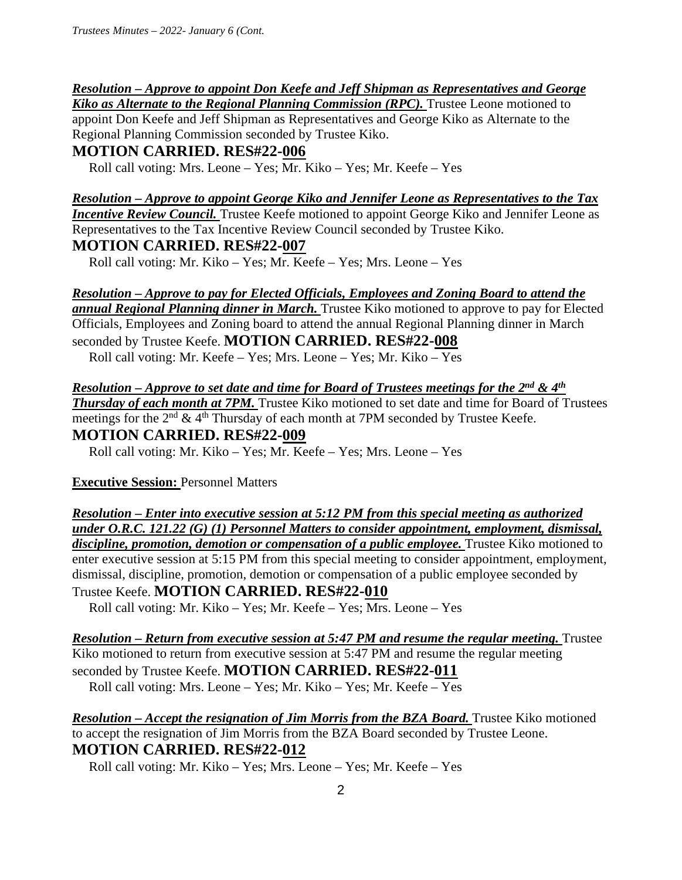***Resolution – Approve to appoint Don Keefe and Jeff Shipman as Representatives and George Kiko as Alternate to the Regional Planning Commission (RPC).*** Trustee Leone motioned to appoint Don Keefe and Jeff Shipman as Representatives and George Kiko as Alternate to the Regional Planning Commission seconded by Trustee Kiko.

**MOTION CARRIED. RES#22-006**

Roll call voting: Mrs. Leone – Yes; Mr. Kiko – Yes; Mr. Keefe – Yes

***Resolution – Approve to appoint George Kiko and Jennifer Leone as Representatives to the Tax Incentive Review Council.*** Trustee Keefe motioned to appoint George Kiko and Jennifer Leone as Representatives to the Tax Incentive Review Council seconded by Trustee Kiko.

**MOTION CARRIED. RES#22-007**

Roll call voting: Mr. Kiko – Yes; Mr. Keefe – Yes; Mrs. Leone – Yes

***Resolution – Approve to pay for Elected Officials, Employees and Zoning Board to attend the annual Regional Planning dinner in March.*** Trustee Kiko motioned to approve to pay for Elected Officials, Employees and Zoning board to attend the annual Regional Planning dinner in March seconded by Trustee Keefe. **MOTION CARRIED. RES#22-008**

Roll call voting: Mr. Keefe – Yes; Mrs. Leone – Yes; Mr. Kiko – Yes

***Resolution – Approve to set date and time for Board of Trustees meetings for the 2nd & 4th Thursday of each month at 7PM.*** Trustee Kiko motioned to set date and time for Board of Trustees meetings for the 2nd & 4th Thursday of each month at 7PM seconded by Trustee Keefe.

**MOTION CARRIED. RES#22-009**

Roll call voting: Mr. Kiko – Yes; Mr. Keefe – Yes; Mrs. Leone – Yes

**Executive Session:** Personnel Matters

***Resolution – Enter into executive session at 5:12 PM from this special meeting as authorized under O.R.C. 121.22 (G) (1) Personnel Matters to consider appointment, employment, dismissal, discipline, promotion, demotion or compensation of a public employee.*** Trustee Kiko motioned to enter executive session at 5:15 PM from this special meeting to consider appointment, employment, dismissal, discipline, promotion, demotion or compensation of a public employee seconded by Trustee Keefe. **MOTION CARRIED. RES#22-010**

Roll call voting: Mr. Kiko – Yes; Mr. Keefe – Yes; Mrs. Leone – Yes

***Resolution – Return from executive session at 5:47 PM and resume the regular meeting.*** Trustee Kiko motioned to return from executive session at 5:47 PM and resume the regular meeting seconded by Trustee Keefe. **MOTION CARRIED. RES#22-011**

Roll call voting: Mrs. Leone – Yes; Mr. Kiko – Yes; Mr. Keefe – Yes

***Resolution – Accept the resignation of Jim Morris from the BZA Board.*** Trustee Kiko motioned to accept the resignation of Jim Morris from the BZA Board seconded by Trustee Leone.

**MOTION CARRIED. RES#22-012**

Roll call voting: Mr. Kiko – Yes; Mrs. Leone – Yes; Mr. Keefe – Yes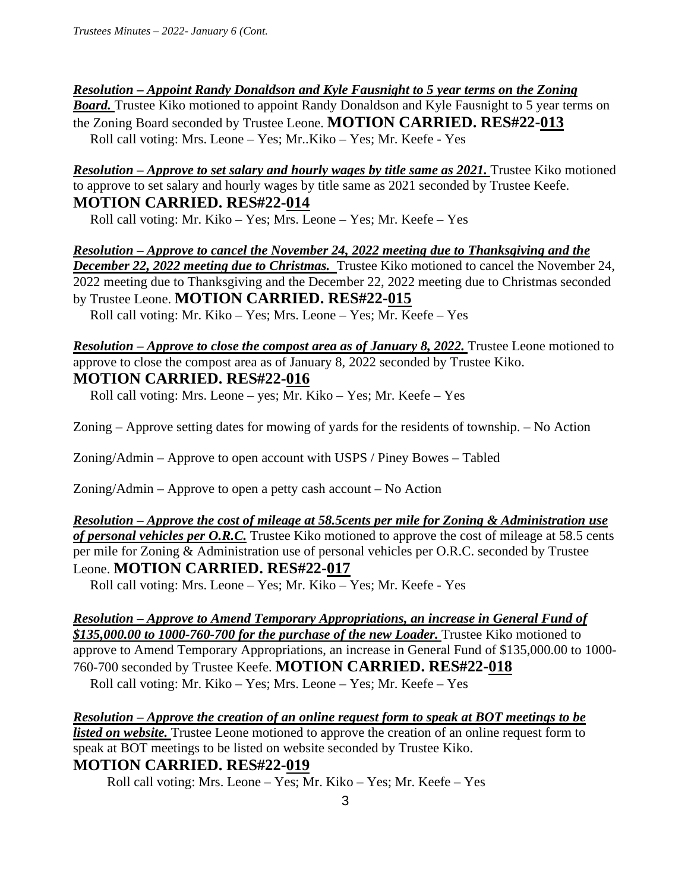***Resolution – Appoint Randy Donaldson and Kyle Fausnight to 5 year terms on the Zoning Board.*** Trustee Kiko motioned to appoint Randy Donaldson and Kyle Fausnight to 5 year terms on the Zoning Board seconded by Trustee Leone. **MOTION CARRIED. RES#22-013**

Roll call voting: Mrs. Leone – Yes; Mr..Kiko – Yes; Mr. Keefe - Yes

***Resolution – Approve to set salary and hourly wages by title same as 2021.*** Trustee Kiko motioned to approve to set salary and hourly wages by title same as 2021 seconded by Trustee Keefe. **MOTION CARRIED. RES#22-014**

Roll call voting: Mr. Kiko – Yes; Mrs. Leone – Yes; Mr. Keefe – Yes

***Resolution – Approve to cancel the November 24, 2022 meeting due to Thanksgiving and the December 22, 2022 meeting due to Christmas.*** Trustee Kiko motioned to cancel the November 24, 2022 meeting due to Thanksgiving and the December 22, 2022 meeting due to Christmas seconded by Trustee Leone. **MOTION CARRIED. RES#22-015**

Roll call voting: Mr. Kiko – Yes; Mrs. Leone – Yes; Mr. Keefe – Yes

***Resolution – Approve to close the compost area as of January 8, 2022.*** Trustee Leone motioned to approve to close the compost area as of January 8, 2022 seconded by Trustee Kiko. **MOTION CARRIED. RES#22-016**

Roll call voting: Mrs. Leone – yes; Mr. Kiko – Yes; Mr. Keefe – Yes

Zoning – Approve setting dates for mowing of yards for the residents of township. – No Action

Zoning/Admin – Approve to open account with USPS / Piney Bowes – Tabled

Zoning/Admin – Approve to open a petty cash account – No Action

***Resolution – Approve the cost of mileage at 58.5cents per mile for Zoning & Administration use of personal vehicles per O.R.C.*** Trustee Kiko motioned to approve the cost of mileage at 58.5 cents per mile for Zoning & Administration use of personal vehicles per O.R.C. seconded by Trustee Leone. **MOTION CARRIED. RES#22-017**

Roll call voting: Mrs. Leone – Yes; Mr. Kiko – Yes; Mr. Keefe - Yes

***Resolution – Approve to Amend Temporary Appropriations, an increase in General Fund of $135,000.00 to 1000-760-700 for the purchase of the new Loader.*** Trustee Kiko motioned to approve to Amend Temporary Appropriations, an increase in General Fund of $135,000.00 to 1000-760-700 seconded by Trustee Keefe. **MOTION CARRIED. RES#22-018**

Roll call voting: Mr. Kiko – Yes; Mrs. Leone – Yes; Mr. Keefe – Yes

***Resolution – Approve the creation of an online request form to speak at BOT meetings to be listed on website.*** Trustee Leone motioned to approve the creation of an online request form to speak at BOT meetings to be listed on website seconded by Trustee Kiko. **MOTION CARRIED. RES#22-019**

Roll call voting: Mrs. Leone – Yes; Mr. Kiko – Yes; Mr. Keefe – Yes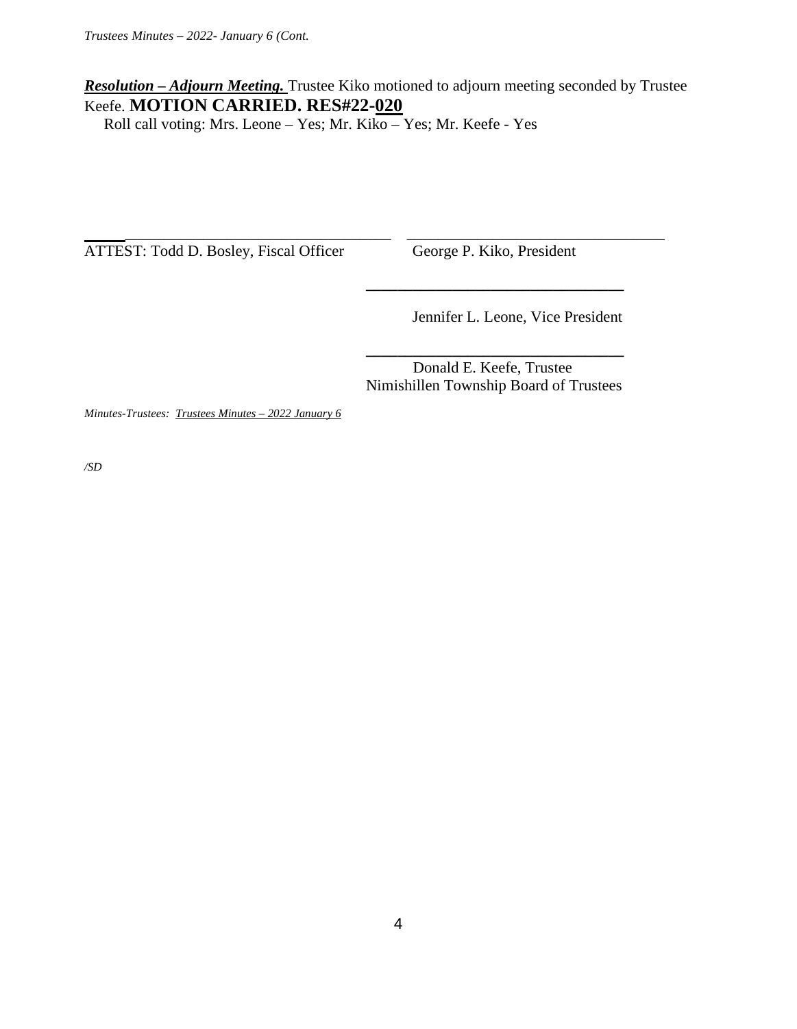***Resolution – Adjourn Meeting.*** Trustee Kiko motioned to adjourn meeting seconded by Trustee Keefe. **MOTION CARRIED. RES#22-020**

Roll call voting: Mrs. Leone – Yes; Mr. Kiko – Yes; Mr. Keefe - Yes

\_\_\_\_\_\_\_\_\_\_\_\_\_\_\_\_\_\_\_\_\_\_\_\_\_\_\_\_\_\_\_\_\_\_\_\_ \_\_\_\_\_\_\_\_\_\_\_\_\_\_\_\_\_\_\_\_\_\_\_\_\_\_\_\_\_\_\_\_\_\_\_\_

ATTEST: Todd D. Bosley, Fiscal Officer George P. Kiko, President

\_\_\_\_\_\_\_\_\_\_\_\_\_\_\_\_\_\_\_\_\_\_\_\_\_\_\_\_\_\_\_\_\_\_\_\_

Jennifer L. Leone, Vice President

\_\_\_\_\_\_\_\_\_\_\_\_\_\_\_\_\_\_\_\_\_\_\_\_\_\_\_\_\_\_\_\_\_\_\_\_

Donald E. Keefe, Trustee
Nimishillen Township Board of Trustees

*Minutes-Trustees: Trustees Minutes – 2022 January 6*

*/SD*